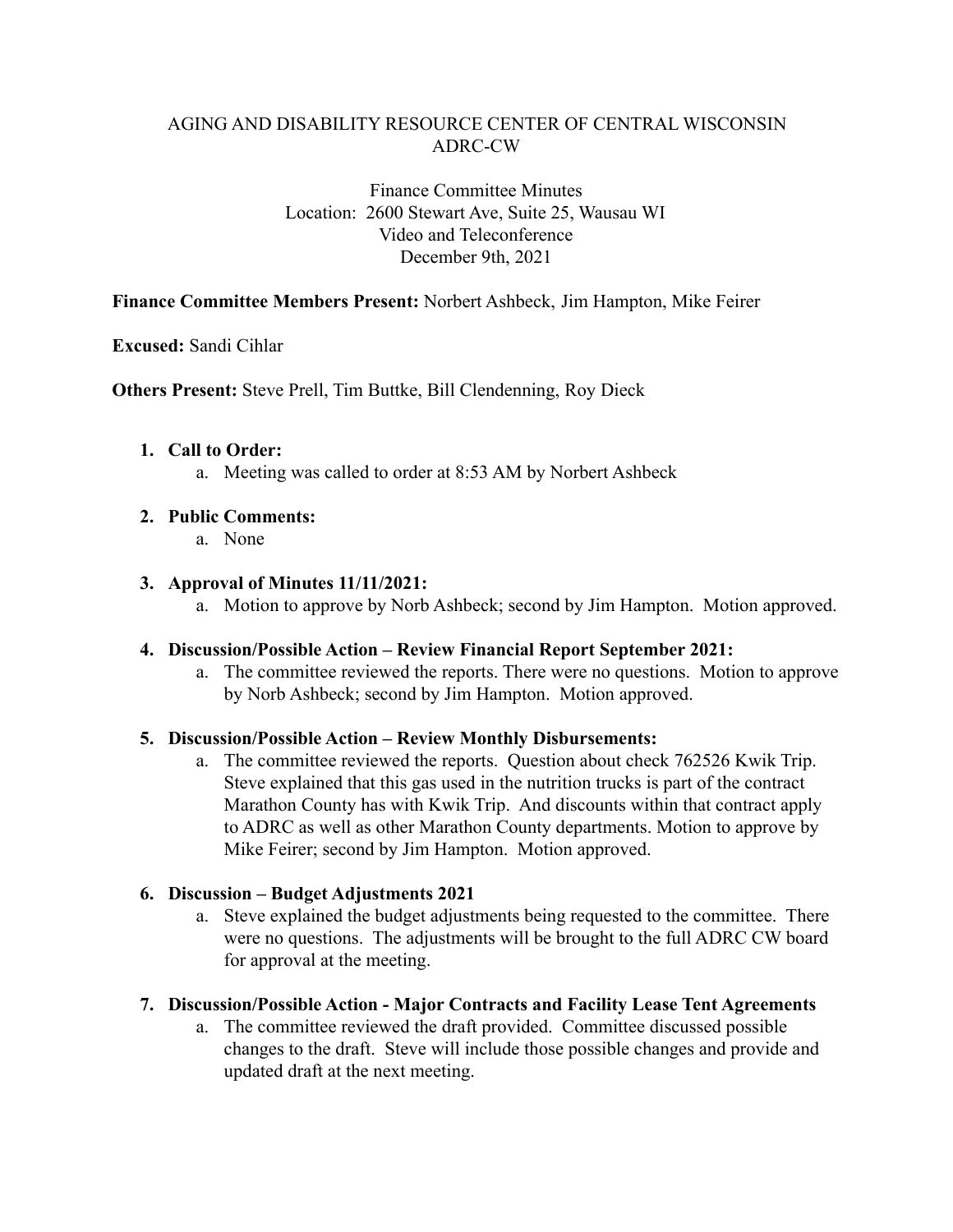# AGING AND DISABILITY RESOURCE CENTER OF CENTRAL WISCONSIN
# ADRC-CW

Finance Committee Minutes
Location: 2600 Stewart Ave, Suite 25, Wausau WI
Video and Teleconference
December 9th, 2021

**Finance Committee Members Present:** Norbert Ashbeck, Jim Hampton, Mike Feirer

**Excused:** Sandi Cihlar

**Others Present:** Steve Prell, Tim Buttke, Bill Clendenning, Roy Dieck

1. **Call to Order:**
   a. Meeting was called to order at 8:53 AM by Norbert Ashbeck

2. **Public Comments:**
   a. None

3. **Approval of Minutes 11/11/2021:**
   a. Motion to approve by Norb Ashbeck; second by Jim Hampton. Motion approved.

4. **Discussion/Possible Action – Review Financial Report September 2021:**
   a. The committee reviewed the reports. There were no questions. Motion to approve by Norb Ashbeck; second by Jim Hampton. Motion approved.

5. **Discussion/Possible Action – Review Monthly Disbursements:**
   a. The committee reviewed the reports. Question about check 762526 Kwik Trip. Steve explained that this gas used in the nutrition trucks is part of the contract Marathon County has with Kwik Trip. And discounts within that contract apply to ADRC as well as other Marathon County departments. Motion to approve by Mike Feirer; second by Jim Hampton. Motion approved.

6. **Discussion – Budget Adjustments 2021**
   a. Steve explained the budget adjustments being requested to the committee. There were no questions. The adjustments will be brought to the full ADRC CW board for approval at the meeting.

7. **Discussion/Possible Action - Major Contracts and Facility Lease Tent Agreements**
   a. The committee reviewed the draft provided. Committee discussed possible changes to the draft. Steve will include those possible changes and provide and updated draft at the next meeting.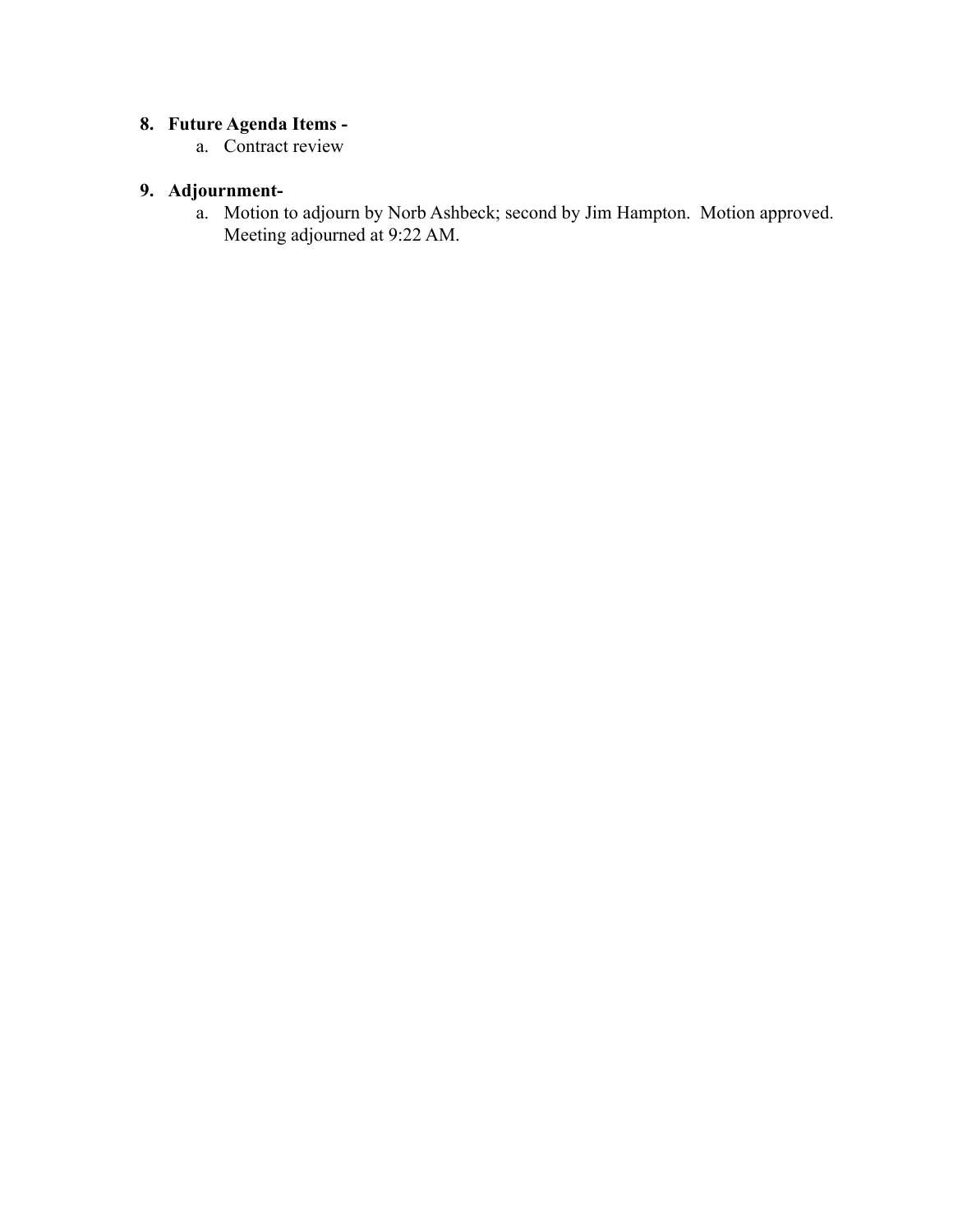8. **Future Agenda Items -**
   a. Contract review

9. **Adjournment-**
   a. Motion to adjourn by Norb Ashbeck; second by Jim Hampton. Motion approved. Meeting adjourned at 9:22 AM.